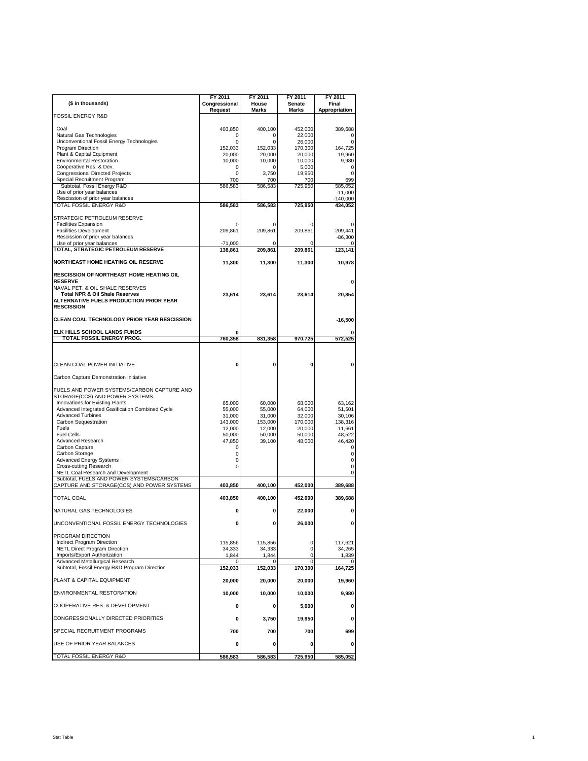| ($ in thousands) | FY 2011 Congressional Request | FY 2011 House Marks | FY 2011 Senate Marks | FY 2011 Final Appropriation |
|---|---|---|---|---|
| FOSSIL ENERGY R&D | | | | |
| Coal | 403,850 | 400,100 | 452,000 | 389,688 |
| Natural Gas Technologies | 0 | 0 | 22,000 | 0 |
| Unconventional Fossil Energy Technologies | 0 | 0 | 26,000 | 0 |
| Program Direction | 152,033 | 152,033 | 170,300 | 164,725 |
| Plant & Capital Equipment | 20,000 | 20,000 | 20,000 | 19,960 |
| Environmental Restoration | 10,000 | 10,000 | 10,000 | 9,980 |
| Cooperative Res. & Dev. | 0 | 0 | 5,000 | 0 |
| Congressional Directed Projects | 0 | 3,750 | 19,950 | 0 |
| Special Recruitment Program | 700 | 700 | 700 | 699 |
| Subtotal, Fossil Energy R&D | 586,583 | 586,583 | 725,950 | 585,052 |
| Use of prior year balances | | | | -11,000 |
| Rescission of prior year balances | | | | -140,000 |
| TOTAL FOSSIL ENERGY R&D | **586,583** | **586,583** | **725,950** | **434,052** |
| STRATEGIC PETROLEUM RESERVE | | | | |
| Facilities Expansion | 0 | 0 | 0 | 0 |
| Facilities Development | 209,861 | 209,861 | 209,861 | 209,441 |
| Rescission of prior year balances | | | | -86,300 |
| Use of prior year balances | -71,000 | 0 | 0 | 0 |
| **TOTAL, STRATEGIC PETROLEUM RESERVE** | **138,861** | **209,861** | **209,861** | **123,141** |
| **NORTHEAST HOME HEATING OIL RESERVE** | **11,300** | **11,300** | **11,300** | **10,978** |
| **RESCISSION OF NORTHEAST HOME HEATING OIL RESERVE** | | | | 0 |
| NAVAL PET. & OIL SHALE RESERVES | | | | |
| **Total NPR & Oil Shale Reserves** | **23,614** | **23,614** | **23,614** | **20,854** |
| **ALTERNATIVE FUELS PRODUCTION PRIOR YEAR RESCISSION** | | | | |
| **CLEAN COAL TECHNOLOGY PRIOR YEAR RESCISSION** | | | | **-16,500** |
| **ELK HILLS SCHOOL LANDS FUNDS** | **0** | | | **0** |
| **TOTAL FOSSIL ENERGY PROG.** | **760,358** | **831,358** | **970,725** | **572,525** |
| CLEAN COAL POWER INITIATIVE | **0** | **0** | **0** | **0** |
| Carbon Capture Demonstration Initiative | | | | |
| FUELS AND POWER SYSTEMS/CARBON CAPTURE AND STORAGE(CCS) AND POWER SYSTEMS | | | | |
| Innovations for Existing Plants | 65,000 | 60,000 | 68,000 | 63,162 |
| Advanced Integrated Gasification Combined Cycle | 55,000 | 55,000 | 64,000 | 51,501 |
| Advanced Turbines | 31,000 | 31,000 | 32,000 | 30,106 |
| Carbon Sequestration | 143,000 | 153,000 | 170,000 | 138,316 |
| Fuels | 12,000 | 12,000 | 20,000 | 11,661 |
| Fuel Cells | 50,000 | 50,000 | 50,000 | 48,522 |
| Advanced Research | 47,850 | 39,100 | 48,000 | 46,420 |
| Carbon Capture | 0 | | | 0 |
| Carbon Storage | 0 | | | 0 |
| Advanced Energy Systems | 0 | | | 0 |
| Cross-cutting Research | 0 | | | 0 |
| NETL Coal Research and Development | | | | 0 |
| Subtotal, FUELS AND POWER SYSTEMS/CARBON CAPTURE AND STORAGE(CCS) AND POWER SYSTEMS | **403,850** | **400,100** | **452,000** | **389,688** |
| TOTAL COAL | **403,850** | **400,100** | **452,000** | **389,688** |
| NATURAL GAS TECHNOLOGIES | **0** | **0** | **22,000** | **0** |
| UNCONVENTIONAL FOSSIL ENERGY TECHNOLOGIES | **0** | **0** | **26,000** | **0** |
| PROGRAM DIRECTION | | | | |
| Indirect Program Direction | 115,856 | 115,856 | 0 | 117,621 |
| NETL Direct Program Direction | 34,333 | 34,333 | 0 | 34,265 |
| Imports/Export Authorization | 1,844 | 1,844 | 0 | 1,839 |
| Advanced Metallurgical Research | 0 | 0 | 0 | 0 |
| Subtotal, Fossil Energy R&D Program Direction | **152,033** | **152,033** | **170,300** | **164,725** |
| PLANT & CAPITAL EQUIPMENT | **20,000** | **20,000** | **20,000** | **19,960** |
| ENVIRONMENTAL RESTORATION | **10,000** | **10,000** | **10,000** | **9,980** |
| COOPERATIVE RES. & DEVELOPMENT | **0** | **0** | **5,000** | **0** |
| CONGRESSIONALLY DIRECTED PRIORITIES | **0** | **3,750** | **19,950** | **0** |
| SPECIAL RECRUITMENT PROGRAMS | **700** | **700** | **700** | **699** |
| USE OF PRIOR YEAR BALANCES | **0** | **0** | **0** | **0** |
| TOTAL FOSSIL ENERGY R&D | **586,583** | **586,583** | **725,950** | **585,052** |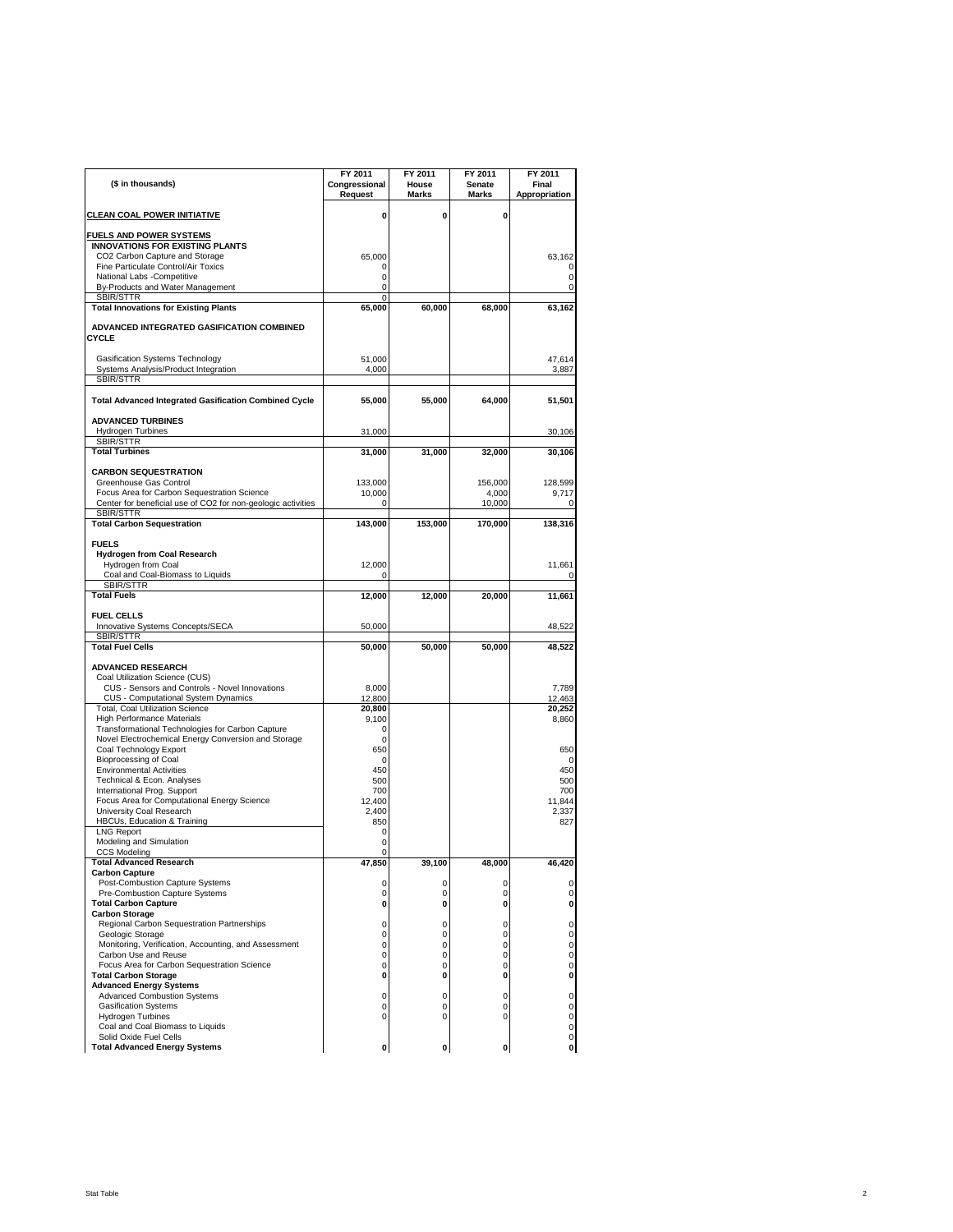| ($ in thousands) | FY 2011 Congressional Request | FY 2011 House Marks | FY 2011 Senate Marks | FY 2011 Final Appropriation |
|---|---|---|---|---|
| **CLEAN COAL POWER INITIATIVE** | **0** | **0** | **0** | |
| **FUELS AND POWER SYSTEMS** | | | | |
| **INNOVATIONS FOR EXISTING PLANTS** | | | | |
| CO2 Carbon Capture and Storage | 65,000 | | | 63,162 |
| Fine Particulate Control/Air Toxics | 0 | | | 0 |
| National Labs -Competitive | 0 | | | 0 |
| By-Products and Water Management | 0 | | | 0 |
| SBIR/STTR | 0 | | | |
| **Total Innovations for Existing Plants** | **65,000** | **60,000** | **68,000** | **63,162** |
| **ADVANCED INTEGRATED GASIFICATION COMBINED CYCLE** | | | | |
| Gasification Systems Technology | 51,000 | | | 47,614 |
| Systems Analysis/Product Integration | 4,000 | | | 3,887 |
| SBIR/STTR | | | | |
| **Total Advanced Integrated Gasification Combined Cycle** | **55,000** | **55,000** | **64,000** | **51,501** |
| **ADVANCED TURBINES** | | | | |
| Hydrogen Turbines | 31,000 | | | 30,106 |
| SBIR/STTR | | | | |
| **Total Turbines** | **31,000** | **31,000** | **32,000** | **30,106** |
| **CARBON SEQUESTRATION** | | | | |
| Greenhouse Gas Control | 133,000 | | 156,000 | 128,599 |
| Focus Area for Carbon Sequestration Science | 10,000 | | 4,000 | 9,717 |
| Center for beneficial use of CO2 for non-geologic activities | 0 | | 10,000 | 0 |
| SBIR/STTR | | | | |
| **Total Carbon Sequestration** | **143,000** | **153,000** | **170,000** | **138,316** |
| **FUELS** | | | | |
| **Hydrogen from Coal Research** | | | | |
| Hydrogen from Coal | 12,000 | | | 11,661 |
| Coal and Coal-Biomass to Liquids | 0 | | | 0 |
| SBIR/STTR | | | | |
| **Total Fuels** | **12,000** | **12,000** | **20,000** | **11,661** |
| **FUEL CELLS** | | | | |
| Innovative Systems Concepts/SECA | 50,000 | | | 48,522 |
| SBIR/STTR | | | | |
| **Total Fuel Cells** | **50,000** | **50,000** | **50,000** | **48,522** |
| **ADVANCED RESEARCH** | | | | |
| Coal Utilization Science (CUS) | | | | |
| CUS - Sensors and Controls - Novel Innovations | 8,000 | | | 7,789 |
| CUS - Computational System Dynamics | 12,800 | | | 12,463 |
| Total, Coal Utilization Science | **20,800** | | | **20,252** |
| High Performance Materials | 9,100 | | | 8,860 |
| Transformational Technologies for Carbon Capture | 0 | | | |
| Novel Electrochemical Energy Conversion and Storage | 0 | | | |
| Coal Technology Export | 650 | | | 650 |
| Bioprocessing of Coal | 0 | | | 0 |
| Environmental Activities | 450 | | | 450 |
| Technical & Econ. Analyses | 500 | | | 500 |
| International Prog. Support | 700 | | | 700 |
| Focus Area for Computational Energy Science | 12,400 | | | 11,844 |
| University Coal Research | 2,400 | | | 2,337 |
| HBCUs, Education & Training | 850 | | | 827 |
| LNG Report | 0 | | | |
| Modeling and Simulation | 0 | | | |
| CCS Modeling | 0 | | | |
| **Total Advanced Research** | **47,850** | **39,100** | **48,000** | **46,420** |
| **Carbon Capture** | | | | |
| Post-Combustion Capture Systems | 0 | 0 | 0 | 0 |
| Pre-Combustion Capture Systems | 0 | 0 | 0 | 0 |
| **Total Carbon Capture** | **0** | **0** | **0** | **0** |
| **Carbon Storage** | | | | |
| Regional Carbon Sequestration Partnerships | 0 | 0 | 0 | 0 |
| Geologic Storage | 0 | 0 | 0 | 0 |
| Monitoring, Verification, Accounting, and Assessment | 0 | 0 | 0 | 0 |
| Carbon Use and Reuse | 0 | 0 | 0 | 0 |
| Focus Area for Carbon Sequestration Science | 0 | 0 | 0 | 0 |
| **Total Carbon Storage** | **0** | **0** | **0** | **0** |
| **Advanced Energy Systems** | | | | |
| Advanced Combustion Systems | 0 | 0 | 0 | 0 |
| Gasification Systems | 0 | 0 | 0 | 0 |
| Hydrogen Turbines | 0 | 0 | 0 | 0 |
| Coal and Coal Biomass to Liquids | | | | 0 |
| Solid Oxide Fuel Cells | | | | 0 |
| **Total Advanced Energy Systems** | **0** | **0** | **0** | **0** |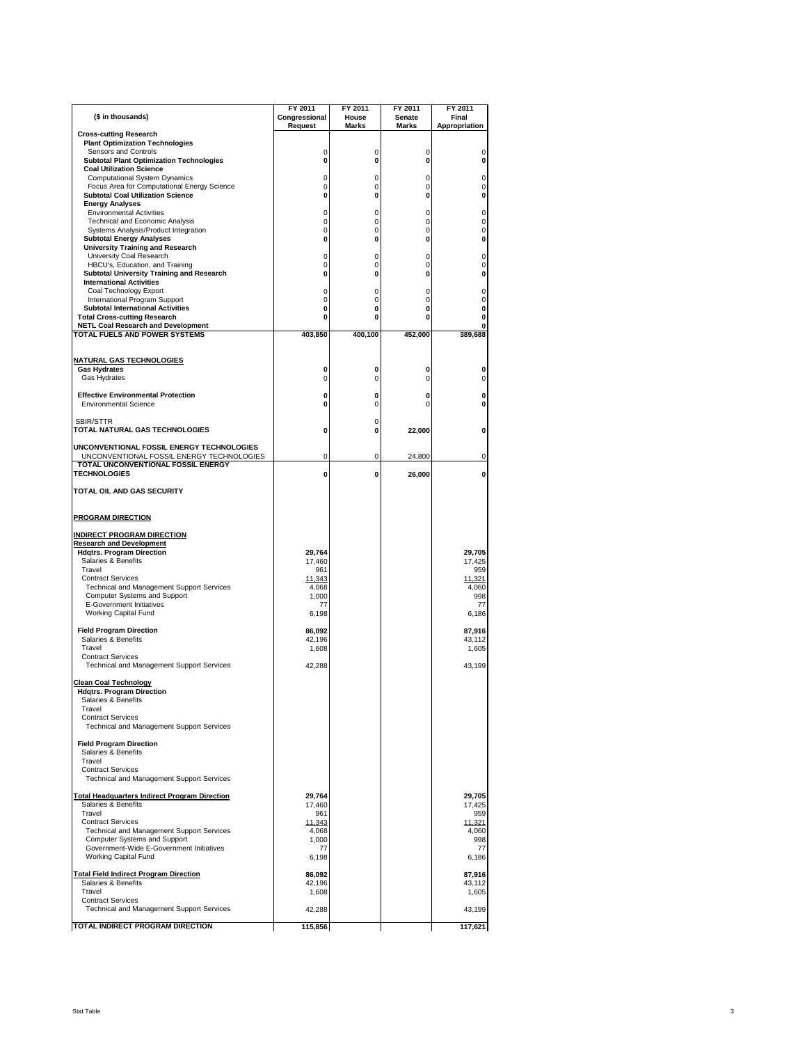| ($ in thousands) | FY 2011 Congressional Request | FY 2011 House Marks | FY 2011 Senate Marks | FY 2011 Final Appropriation |
|---|---|---|---|---|
| **Cross-cutting Research** | | | | |
| **Plant Optimization Technologies** | | | | |
| Sensors and Controls | 0 | 0 | 0 | 0 |
| **Subtotal Plant Optimization Technologies** | **0** | **0** | **0** | **0** |
| **Coal Utilization Science** | | | | |
| Computational System Dynamics | 0 | 0 | 0 | 0 |
| Focus Area for Computational Energy Science | 0 | 0 | 0 | 0 |
| **Subtotal Coal Utilization Science** | **0** | **0** | **0** | **0** |
| **Energy Analyses** | | | | |
| Environmental Activities | 0 | 0 | 0 | 0 |
| Technical and Economic Analysis | 0 | 0 | 0 | 0 |
| Systems Analysis/Product Integration | 0 | 0 | 0 | 0 |
| **Subtotal Energy Analyses** | **0** | **0** | **0** | **0** |
| **University Training and Research** | | | | |
| University Coal Research | 0 | 0 | 0 | 0 |
| HBCU's, Education, and Training | 0 | 0 | 0 | 0 |
| **Subtotal University Training and Research** | **0** | **0** | **0** | **0** |
| **International Activities** | | | | |
| Coal Technology Export | 0 | 0 | 0 | 0 |
| International Program Support | 0 | 0 | 0 | 0 |
| **Subtotal International Activities** | **0** | **0** | **0** | **0** |
| **Total Cross-cutting Research** | **0** | **0** | **0** | **0** |
| **NETL Coal Research and Development** | | | | **0** |
| **TOTAL FUELS AND POWER SYSTEMS** | **403,850** | **400,100** | **452,000** | **389,688** |
| | | | | |
| **NATURAL GAS TECHNOLOGIES** | | | | |
| **Gas Hydrates** | **0** | **0** | **0** | **0** |
| Gas Hydrates | 0 | 0 | 0 | 0 |
| | | | | |
| **Effective Environmental Protection** | **0** | **0** | **0** | **0** |
| Environmental Science | **0** | 0 | 0 | **0** |
| | | | | |
| SBIR/STTR | | 0 | | |
| **TOTAL NATURAL GAS TECHNOLOGIES** | **0** | **0** | **22,000** | **0** |
| | | | | |
| **UNCONVENTIONAL FOSSIL ENERGY TECHNOLOGIES** | | | | |
| UNCONVENTIONAL FOSSIL ENERGY TECHNOLOGIES | 0 | 0 | 24,800 | 0 |
| **TOTAL UNCONVENTIONAL FOSSIL ENERGY TECHNOLOGIES** | **0** | **0** | **26,000** | **0** |
| | | | | |
| **TOTAL OIL AND GAS SECURITY** | | | | |
| | | | | |
| **PROGRAM DIRECTION** | | | | |
| | | | | |
| **INDIRECT PROGRAM DIRECTION** | | | | |
| **Research and Development** | | | | |
| **Hdqtrs. Program Direction** | **29,764** | | | **29,705** |
| Salaries & Benefits | 17,460 | | | 17,425 |
| Travel | 961 | | | 959 |
| Contract Services | 11,343 | | | 11,321 |
| Technical and Management Support Services | 4,068 | | | 4,060 |
| Computer Systems and Support | 1,000 | | | 998 |
| E-Government Initiatives | 77 | | | 77 |
| Working Capital Fund | 6,198 | | | 6,186 |
| | | | | |
| **Field Program Direction** | **86,092** | | | **87,916** |
| Salaries & Benefits | 42,196 | | | 43,112 |
| Travel | 1,608 | | | 1,605 |
| Contract Services | | | | |
| Technical and Management Support Services | 42,288 | | | 43,199 |
| | | | | |
| **Clean Coal Technology** | | | | |
| **Hdqtrs. Program Direction** | | | | |
| Salaries & Benefits | | | | |
| Travel | | | | |
| Contract Services | | | | |
| Technical and Management Support Services | | | | |
| | | | | |
| **Field Program Direction** | | | | |
| Salaries & Benefits | | | | |
| Travel | | | | |
| Contract Services | | | | |
| Technical and Management Support Services | | | | |
| | | | | |
| **Total Headquarters Indirect Program Direction** | **29,764** | | | **29,705** |
| Salaries & Benefits | 17,460 | | | 17,425 |
| Travel | 961 | | | 959 |
| Contract Services | 11,343 | | | 11,321 |
| Technical and Management Support Services | 4,068 | | | 4,060 |
| Computer Systems and Support | 1,000 | | | 998 |
| Government-Wide E-Government Initiatives | 77 | | | 77 |
| Working Capital Fund | 6,198 | | | 6,186 |
| | | | | |
| **Total Field Indirect Program Direction** | **86,092** | | | **87,916** |
| Salaries & Benefits | 42,196 | | | 43,112 |
| Travel | 1,608 | | | 1,605 |
| Contract Services | | | | |
| Technical and Management Support Services | 42,288 | | | 43,199 |
| | | | | |
| **TOTAL INDIRECT PROGRAM DIRECTION** | **115,856** | | | **117,621** |

Stat Table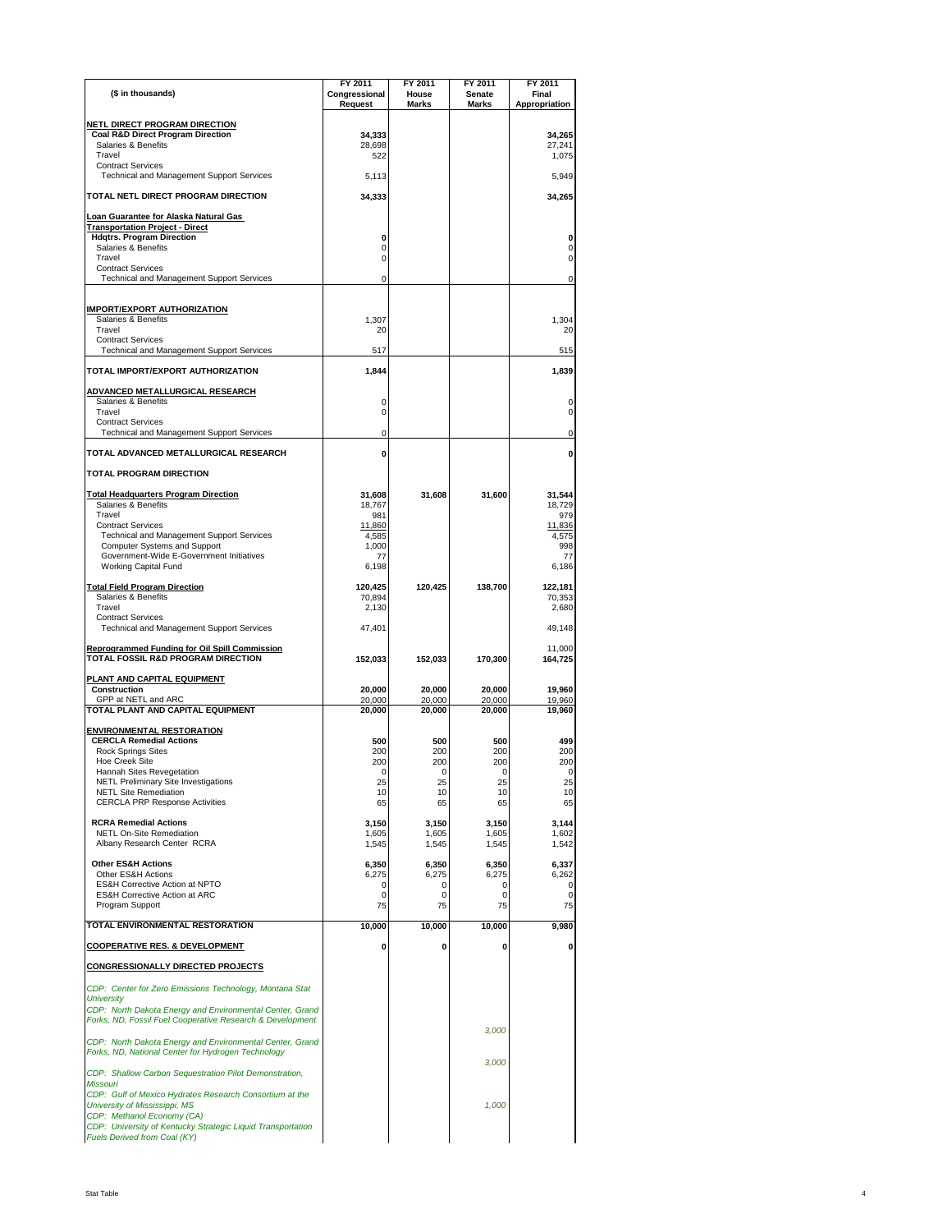| ($ in thousands) | FY 2011 Congressional Request | FY 2011 House Marks | FY 2011 Senate Marks | FY 2011 Final Appropriation |
|---|---|---|---|---|
| **NETL DIRECT PROGRAM DIRECTION** | | | | |
| **Coal R&D Direct Program Direction** | **34,333** | | | **34,265** |
| Salaries & Benefits | 28,698 | | | 27,241 |
| Travel | 522 | | | 1,075 |
| Contract Services | | | | |
| Technical and Management Support Services | 5,113 | | | 5,949 |
| **TOTAL NETL DIRECT PROGRAM DIRECTION** | **34,333** | | | **34,265** |
| **Loan Guarantee for Alaska Natural Gas Transportation Project - Direct** | | | | |
| **Hdqtrs. Program Direction** | **0** | | | **0** |
| Salaries & Benefits | 0 | | | 0 |
| Travel | 0 | | | 0 |
| Contract Services | | | | |
| Technical and Management Support Services | 0 | | | 0 |
| **IMPORT/EXPORT AUTHORIZATION** | | | | |
| Salaries & Benefits | 1,307 | | | 1,304 |
| Travel | 20 | | | 20 |
| Contract Services | | | | |
| Technical and Management Support Services | 517 | | | 515 |
| **TOTAL IMPORT/EXPORT AUTHORIZATION** | **1,844** | | | **1,839** |
| **ADVANCED METALLURGICAL RESEARCH** | | | | |
| Salaries & Benefits | 0 | | | 0 |
| Travel | 0 | | | 0 |
| Contract Services | | | | |
| Technical and Management Support Services | 0 | | | 0 |
| **TOTAL ADVANCED METALLURGICAL RESEARCH** | **0** | | | **0** |
| **TOTAL PROGRAM DIRECTION** | | | | |
| **Total Headquarters Program Direction** | **31,608** | **31,608** | **31,600** | **31,544** |
| Salaries & Benefits | 18,767 | | | 18,729 |
| Travel | 981 | | | 979 |
| Contract Services | 11,860 | | | 11,836 |
| Technical and Management Support Services | 4,585 | | | 4,575 |
| Computer Systems and Support | 1,000 | | | 998 |
| Government-Wide E-Government Initiatives | 77 | | | 77 |
| Working Capital Fund | 6,198 | | | 6,186 |
| **Total Field Program Direction** | **120,425** | **120,425** | **138,700** | **122,181** |
| Salaries & Benefits | 70,894 | | | 70,353 |
| Travel | 2,130 | | | 2,680 |
| Contract Services | | | | |
| Technical and Management Support Services | 47,401 | | | 49,148 |
| **Reprogrammed Funding for Oil Spill Commission** | | | | 11,000 |
| **TOTAL FOSSIL R&D PROGRAM DIRECTION** | **152,033** | **152,033** | **170,300** | **164,725** |
| **PLANT AND CAPITAL EQUIPMENT** | | | | |
| **Construction** | **20,000** | **20,000** | **20,000** | **19,960** |
| GPP at NETL and ARC | 20,000 | 20,000 | 20,000 | 19,960 |
| **TOTAL PLANT AND CAPITAL EQUIPMENT** | **20,000** | **20,000** | **20,000** | **19,960** |
| **ENVIRONMENTAL RESTORATION** | | | | |
| **CERCLA Remedial Actions** | **500** | **500** | **500** | **499** |
| Rock Springs Sites | 200 | 200 | 200 | 200 |
| Hoe Creek Site | 200 | 200 | 200 | 200 |
| Hannah Sites Revegetation | 0 | 0 | 0 | 0 |
| NETL Preliminary Site Investigations | 25 | 25 | 25 | 25 |
| NETL Site Remediation | 10 | 10 | 10 | 10 |
| CERCLA PRP Response Activities | 65 | 65 | 65 | 65 |
| **RCRA Remedial Actions** | **3,150** | **3,150** | **3,150** | **3,144** |
| NETL On-Site Remediation | 1,605 | 1,605 | 1,605 | 1,602 |
| Albany Research Center RCRA | 1,545 | 1,545 | 1,545 | 1,542 |
| **Other ES&H Actions** | **6,350** | **6,350** | **6,350** | **6,337** |
| Other ES&H Actions | 6,275 | 6,275 | 6,275 | 6,262 |
| ES&H Corrective Action at NPTO | 0 | 0 | 0 | 0 |
| ES&H Corrective Action at ARC | 0 | 0 | 0 | 0 |
| Program Support | 75 | 75 | 75 | 75 |
| **TOTAL ENVIRONMENTAL RESTORATION** | **10,000** | **10,000** | **10,000** | **9,980** |
| **COOPERATIVE RES. & DEVELOPMENT** | **0** | **0** | **0** | **0** |
| **CONGRESSIONALLY DIRECTED PROJECTS** | | | | |
| *CDP: Center for Zero Emissions Technology, Montana Stat University* | | | | |
| *CDP: North Dakota Energy and Environmental Center, Grand Forks, ND, Fossil Fuel Cooperative Research & Development* | | | *3,000* | |
| *CDP: North Dakota Energy and Environmental Center, Grand Forks, ND, National Center for Hydrogen Technology* | | | *3,000* | |
| *CDP: Shallow Carbon Sequestration Pilot Demonstration, Missouri* | | | | |
| *CDP: Gulf of Mexico Hydrates Research Consortium at the University of Mississippi, MS* | | | *1,000* | |
| *CDP: Methanol Economy (CA)* | | | | |
| *CDP: University of Kentucky Strategic Liquid Transportation Fuels Derived from Coal (KY)* | | | | |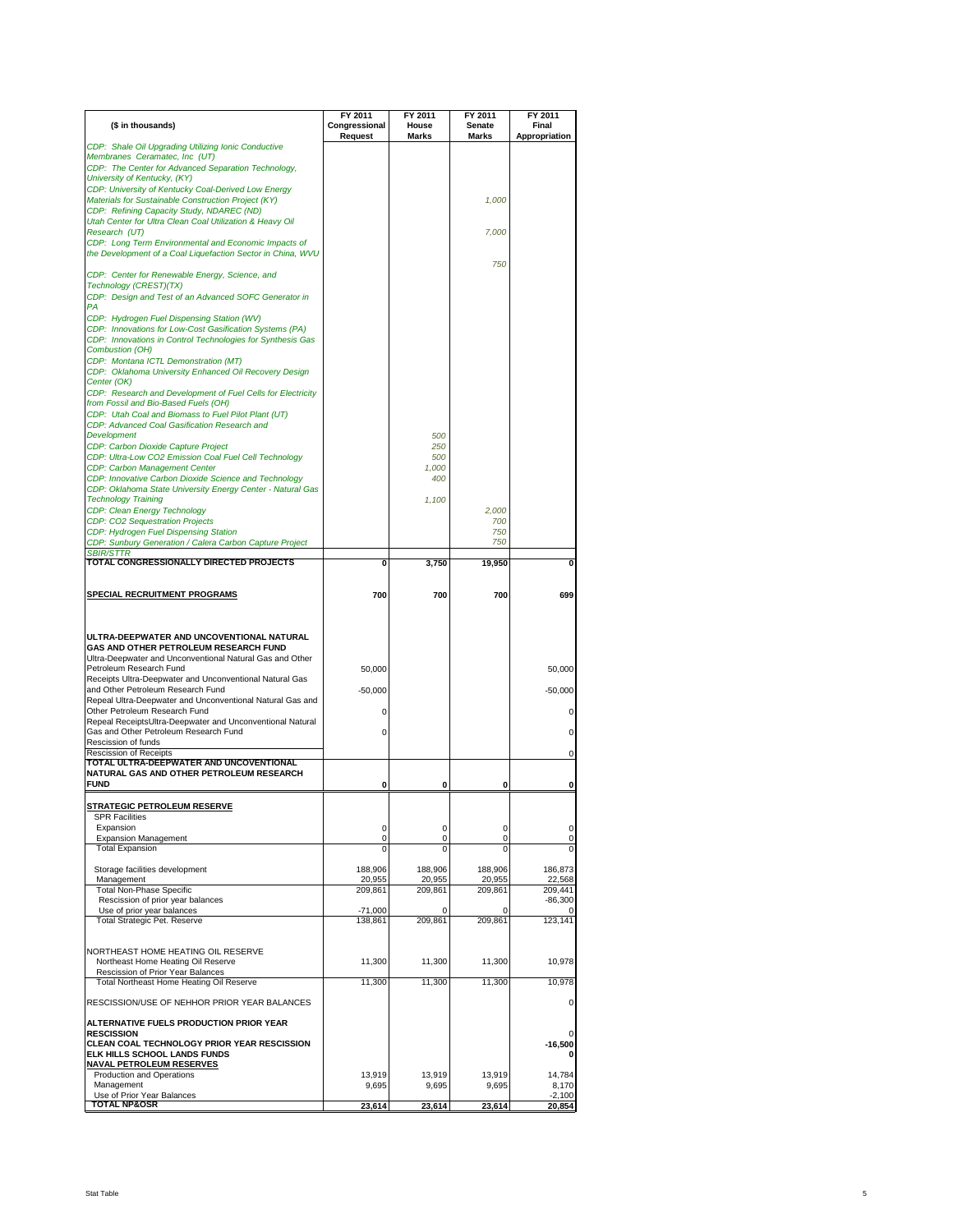| ($ in thousands) | FY 2011 Congressional Request | FY 2011 House Marks | FY 2011 Senate Marks | FY 2011 Final Appropriation |
|---|---|---|---|---|
| *CDP: Shale Oil Upgrading Utilizing Ionic Conductive Membranes Ceramatec, Inc (UT)* | | | | |
| *CDP: The Center for Advanced Separation Technology, University of Kentucky, (KY)* | | | | |
| *CDP: University of Kentucky Coal-Derived Low Energy Materials for Sustainable Construction Project (KY)* | | | *1,000* | |
| *CDP: Refining Capacity Study, NDAREC (ND)* | | | | |
| *Utah Center for Ultra Clean Coal Utilization & Heavy Oil Research (UT)* | | | *7,000* | |
| *CDP: Long Term Environmental and Economic Impacts of the Development of a Coal Liquefaction Sector in China, WVU* | | | *750* | |
| *CDP: Center for Renewable Energy, Science, and Technology (CREST)(TX)* | | | | |
| *CDP: Design and Test of an Advanced SOFC Generator in PA* | | | | |
| *CDP: Hydrogen Fuel Dispensing Station (WV)* | | | | |
| *CDP: Innovations for Low-Cost Gasification Systems (PA)* | | | | |
| *CDP: Innovations in Control Technologies for Synthesis Gas Combustion (OH)* | | | | |
| *CDP: Montana ICTL Demonstration (MT)* | | | | |
| *CDP: Oklahoma University Enhanced Oil Recovery Design Center (OK)* | | | | |
| *CDP: Research and Development of Fuel Cells for Electricity from Fossil and Bio-Based Fuels (OH)* | | | | |
| *CDP: Utah Coal and Biomass to Fuel Pilot Plant (UT)* | | | | |
| *CDP: Advanced Coal Gasification Research and Development* | | *500* | | |
| *CDP: Carbon Dioxide Capture Project* | | *250* | | |
| *CDP: Ultra-Low CO2 Emission Coal Fuel Cell Technology* | | *500* | | |
| *CDP: Carbon Management Center* | | *1,000* | | |
| *CDP: Innovative Carbon Dioxide Science and Technology* | | *400* | | |
| *CDP: Oklahoma State University Energy Center - Natural Gas Technology Training* | | *1,100* | | |
| *CDP: Clean Energy Technology* | | | *2,000* | |
| *CDP: CO2 Sequestration Projects* | | | *700* | |
| *CDP: Hydrogen Fuel Dispensing Station* | | | *750* | |
| *CDP: Sunbury Generation / Calera Carbon Capture Project* | | | *750* | |
| *SBIR/STTR* | | | | |
| **TOTAL CONGRESSIONALLY DIRECTED PROJECTS** | **0** | **3,750** | **19,950** | **0** |
| | | | | |
| **SPECIAL RECRUITMENT PROGRAMS** | **700** | **700** | **700** | **699** |
| | | | | |
| **ULTRA-DEEPWATER AND UNCOVENTIONAL NATURAL GAS AND OTHER PETROLEUM RESEARCH FUND** | | | | |
| Ultra-Deepwater and Unconventional Natural Gas and Other Petroleum Research Fund | 50,000 | | | 50,000 |
| Receipts Ultra-Deepwater and Unconventional Natural Gas and Other Petroleum Research Fund | -50,000 | | | -50,000 |
| Repeal Ultra-Deepwater and Unconventional Natural Gas and Other Petroleum Research Fund | 0 | | | 0 |
| Repeal ReceiptsUltra-Deepwater and Unconventional Natural Gas and Other Petroleum Research Fund | 0 | | | 0 |
| Rescission of funds | | | | |
| Rescission of Receipts | | | | 0 |
| **TOTAL ULTRA-DEEPWATER AND UNCOVENTIONAL NATURAL GAS AND OTHER PETROLEUM RESEARCH FUND** | **0** | **0** | **0** | **0** |
| | | | | |
| **STRATEGIC PETROLEUM RESERVE** | | | | |
| SPR Facilities | | | | |
| Expansion | 0 | 0 | 0 | 0 |
| Expansion Management | 0 | 0 | 0 | 0 |
| Total Expansion | 0 | 0 | 0 | 0 |
| | | | | |
| Storage facilities development | 188,906 | 188,906 | 188,906 | 186,873 |
| Management | 20,955 | 20,955 | 20,955 | 22,568 |
| Total Non-Phase Specific | 209,861 | 209,861 | 209,861 | 209,441 |
| Rescission of prior year balances | | | | -86,300 |
| Use of prior year balances | -71,000 | 0 | 0 | 0 |
| Total Strategic Pet. Reserve | 138,861 | 209,861 | 209,861 | 123,141 |
| | | | | |
| NORTHEAST HOME HEATING OIL RESERVE | | | | |
| Northeast Home Heating Oil Reserve | 11,300 | 11,300 | 11,300 | 10,978 |
| Rescission of Prior Year Balances | | | | |
| Total Northeast Home Heating Oil Reserve | 11,300 | 11,300 | 11,300 | 10,978 |
| | | | | |
| RESCISSION/USE OF NEHHOR PRIOR YEAR BALANCES | | | | 0 |
| | | | | |
| **ALTERNATIVE FUELS PRODUCTION PRIOR YEAR RESCISSION** | | | | 0 |
| **CLEAN COAL TECHNOLOGY PRIOR YEAR RESCISSION** | | | | **-16,500** |
| **ELK HILLS SCHOOL LANDS FUNDS** | | | | **0** |
| **NAVAL PETROLEUM RESERVES** | | | | |
| Production and Operations | 13,919 | 13,919 | 13,919 | 14,784 |
| Management | 9,695 | 9,695 | 9,695 | 8,170 |
| Use of Prior Year Balances | | | | -2,100 |
| **TOTAL NP&OSR** | **23,614** | **23,614** | **23,614** | **20,854** |